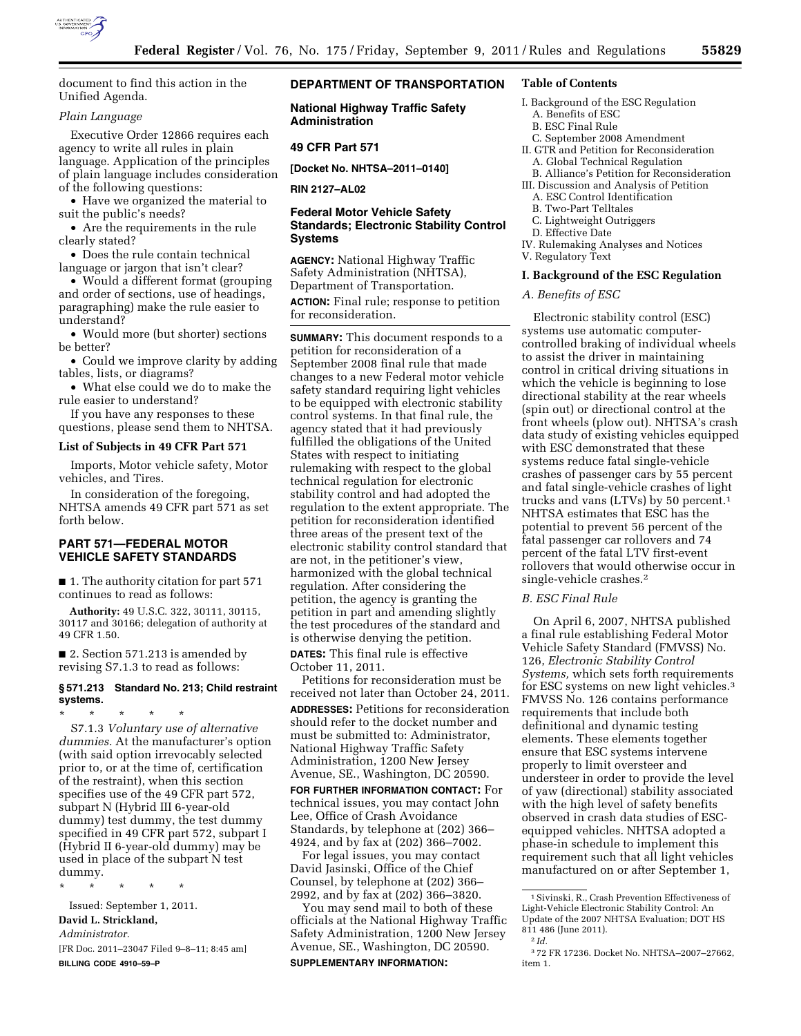document to find this action in the Unified Agenda.

*Plain Language*

Executive Order 12866 requires each agency to write all rules in plain language. Application of the principles of plain language includes consideration of the following questions:

- Have we organized the material to suit the public's needs?
- Are the requirements in the rule clearly stated?
- Does the rule contain technical language or jargon that isn't clear?
- Would a different format (grouping and order of sections, use of headings, paragraphing) make the rule easier to understand?
- Would more (but shorter) sections be better?
- Could we improve clarity by adding tables, lists, or diagrams?
- What else could we do to make the rule easier to understand?

If you have any responses to these questions, please send them to NHTSA.

**List of Subjects in 49 CFR Part 571**

Imports, Motor vehicle safety, Motor vehicles, and Tires.

In consideration of the foregoing, NHTSA amends 49 CFR part 571 as set forth below.

## PART 571—FEDERAL MOTOR VEHICLE SAFETY STANDARDS

■ 1. The authority citation for part 571 continues to read as follows:

**Authority:** 49 U.S.C. 322, 30111, 30115, 30117 and 30166; delegation of authority at 49 CFR 1.50.

■ 2. Section 571.213 is amended by revising S7.1.3 to read as follows:

**§ 571.213 Standard No. 213; Child restraint systems.**

\* \* \* \* \*

S7.1.3 *Voluntary use of alternative dummies.* At the manufacturer's option (with said option irrevocably selected prior to, or at the time of, certification of the restraint), when this section specifies use of the 49 CFR part 572, subpart N (Hybrid III 6-year-old dummy) test dummy, the test dummy specified in 49 CFR part 572, subpart I (Hybrid II 6-year-old dummy) may be used in place of the subpart N test dummy.

\* \* \* \* \*

Issued: September 1, 2011.

**David L. Strickland,**

*Administrator.*

[FR Doc. 2011–23047 Filed 9–8–11; 8:45 am]

**BILLING CODE 4910–59–P**

## DEPARTMENT OF TRANSPORTATION

## National Highway Traffic Safety Administration

## 49 CFR Part 571

**[Docket No. NHTSA–2011–0140]**

**RIN 2127–AL02**

## Federal Motor Vehicle Safety Standards; Electronic Stability Control Systems

**AGENCY:** National Highway Traffic Safety Administration (NHTSA), Department of Transportation.

**ACTION:** Final rule; response to petition for reconsideration.

**SUMMARY:** This document responds to a petition for reconsideration of a September 2008 final rule that made changes to a new Federal motor vehicle safety standard requiring light vehicles to be equipped with electronic stability control systems. In that final rule, the agency stated that it had previously fulfilled the obligations of the United States with respect to initiating rulemaking with respect to the global technical regulation for electronic stability control and had adopted the regulation to the extent appropriate. The petition for reconsideration identified three areas of the present text of the electronic stability control standard that are not, in the petitioner's view, harmonized with the global technical regulation. After considering the petition, the agency is granting the petition in part and amending slightly the test procedures of the standard and is otherwise denying the petition.

**DATES:** This final rule is effective October 11, 2011.

Petitions for reconsideration must be received not later than October 24, 2011.

**ADDRESSES:** Petitions for reconsideration should refer to the docket number and must be submitted to: Administrator, National Highway Traffic Safety Administration, 1200 New Jersey Avenue, SE., Washington, DC 20590.

**FOR FURTHER INFORMATION CONTACT:** For technical issues, you may contact John Lee, Office of Crash Avoidance Standards, by telephone at (202) 366–4924, and by fax at (202) 366–7002.

For legal issues, you may contact David Jasinski, Office of the Chief Counsel, by telephone at (202) 366–2992, and by fax at (202) 366–3820.

You may send mail to both of these officials at the National Highway Traffic Safety Administration, 1200 New Jersey Avenue, SE., Washington, DC 20590.

**SUPPLEMENTARY INFORMATION:**

**Table of Contents**

I. Background of the ESC Regulation
  A. Benefits of ESC
  B. ESC Final Rule
  C. September 2008 Amendment
II. GTR and Petition for Reconsideration
  A. Global Technical Regulation
  B. Alliance's Petition for Reconsideration
III. Discussion and Analysis of Petition
  A. ESC Control Identification
  B. Two-Part Telltales
  C. Lightweight Outriggers
  D. Effective Date
IV. Rulemaking Analyses and Notices
V. Regulatory Text

## I. Background of the ESC Regulation

### *A. Benefits of ESC*

Electronic stability control (ESC) systems use automatic computer-controlled braking of individual wheels to assist the driver in maintaining control in critical driving situations in which the vehicle is beginning to lose directional stability at the rear wheels (spin out) or directional control at the front wheels (plow out). NHTSA's crash data study of existing vehicles equipped with ESC demonstrated that these systems reduce fatal single-vehicle crashes of passenger cars by 55 percent and fatal single-vehicle crashes of light trucks and vans (LTVs) by 50 percent.[1] NHTSA estimates that ESC has the potential to prevent 56 percent of the fatal passenger car rollovers and 74 percent of the fatal LTV first-event rollovers that would otherwise occur in single-vehicle crashes.[2]

### *B. ESC Final Rule*

On April 6, 2007, NHTSA published a final rule establishing Federal Motor Vehicle Safety Standard (FMVSS) No. 126, *Electronic Stability Control Systems,* which sets forth requirements for ESC systems on new light vehicles.[3] FMVSS No. 126 contains performance requirements that include both definitional and dynamic testing elements. These elements together ensure that ESC systems intervene properly to limit oversteer and understeer in order to provide the level of yaw (directional) stability associated with the high level of safety benefits observed in crash data studies of ESC-equipped vehicles. NHTSA adopted a phase-in schedule to implement this requirement such that all light vehicles manufactured on or after September 1,

---

[1] Sivinski, R., Crash Prevention Effectiveness of Light-Vehicle Electronic Stability Control: An Update of the 2007 NHTSA Evaluation; DOT HS 811 486 (June 2011).

[2] *Id.*

[3] 72 FR 17236. Docket No. NHTSA–2007–27662, item 1.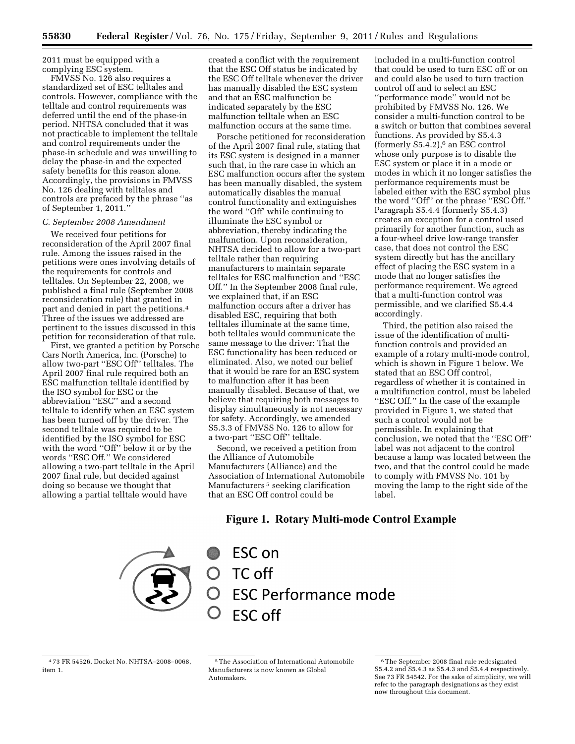2011 must be equipped with a complying ESC system.

FMVSS No. 126 also requires a standardized set of ESC telltales and controls. However, compliance with the telltale and control requirements was deferred until the end of the phase-in period. NHTSA concluded that it was not practicable to implement the telltale and control requirements under the phase-in schedule and was unwilling to delay the phase-in and the expected safety benefits for this reason alone. Accordingly, the provisions in FMVSS No. 126 dealing with telltales and controls are prefaced by the phrase "as of September 1, 2011."

### *C. September 2008 Amendment*

We received four petitions for reconsideration of the April 2007 final rule. Among the issues raised in the petitions were ones involving details of the requirements for controls and telltales. On September 22, 2008, we published a final rule (September 2008 reconsideration rule) that granted in part and denied in part the petitions.[4] Three of the issues we addressed are pertinent to the issues discussed in this petition for reconsideration of that rule.

First, we granted a petition by Porsche Cars North America, Inc. (Porsche) to allow two-part "ESC Off" telltales. The April 2007 final rule required both an ESC malfunction telltale identified by the ISO symbol for ESC or the abbreviation "ESC" and a second telltale to identify when an ESC system has been turned off by the driver. The second telltale was required to be identified by the ISO symbol for ESC with the word "Off" below it or by the words "ESC Off." We considered allowing a two-part telltale in the April 2007 final rule, but decided against doing so because we thought that allowing a partial telltale would have created a conflict with the requirement that the ESC Off status be indicated by the ESC Off telltale whenever the driver has manually disabled the ESC system and that an ESC malfunction be indicated separately by the ESC malfunction telltale when an ESC malfunction occurs at the same time.

Porsche petitioned for reconsideration of the April 2007 final rule, stating that its ESC system is designed in a manner such that, in the rare case in which an ESC malfunction occurs after the system has been manually disabled, the system automatically disables the manual control functionality and extinguishes the word "Off" while continuing to illuminate the ESC symbol or abbreviation, thereby indicating the malfunction. Upon reconsideration, NHTSA decided to allow for a two-part telltale rather than requiring manufacturers to maintain separate telltales for ESC malfunction and "ESC Off." In the September 2008 final rule, we explained that, if an ESC malfunction occurs after a driver has disabled ESC, requiring that both telltales illuminate at the same time, both telltales would communicate the same message to the driver: That the ESC functionality has been reduced or eliminated. Also, we noted our belief that it would be rare for an ESC system to malfunction after it has been manually disabled. Because of that, we believe that requiring both messages to display simultaneously is not necessary for safety. Accordingly, we amended S5.3.3 of FMVSS No. 126 to allow for a two-part "ESC Off" telltale.

Second, we received a petition from the Alliance of Automobile Manufacturers (Alliance) and the Association of International Automobile Manufacturers[5] seeking clarification that an ESC Off control could be included in a multi-function control that could be used to turn ESC off or on and could also be used to turn traction control off and to select an ESC "performance mode" would not be prohibited by FMVSS No. 126. We consider a multi-function control to be a switch or button that combines several functions. As provided by S5.4.3 (formerly S5.4.2),[6] an ESC control whose only purpose is to disable the ESC system or place it in a mode or modes in which it no longer satisfies the performance requirements must be labeled either with the ESC symbol plus the word "Off" or the phrase "ESC Off." Paragraph S5.4.4 (formerly S5.4.3) creates an exception for a control used primarily for another function, such as a four-wheel drive low-range transfer case, that does not control the ESC system directly but has the ancillary effect of placing the ESC system in a mode that no longer satisfies the performance requirement. We agreed that a multi-function control was permissible, and we clarified S5.4.4 accordingly.

Third, the petition also raised the issue of the identification of multi-function controls and provided an example of a rotary multi-mode control, which is shown in Figure 1 below. We stated that an ESC Off control, regardless of whether it is contained in a multifunction control, must be labeled "ESC Off." In the case of the example provided in Figure 1, we stated that such a control would not be permissible. In explaining that conclusion, we noted that the "ESC Off" label was not adjacent to the control because a lamp was located between the two, and that the control could be made to comply with FMVSS No. 101 by moving the lamp to the right side of the label.

**Figure 1. Rotary Multi-mode Control Example**

ESC on
TC off
ESC Performance mode
ESC off

---

[4] 73 FR 54526, Docket No. NHTSA–2008–0068, item 1.

[5] The Association of International Automobile Manufacturers is now known as Global Automakers.

[6] The September 2008 final rule redesignated S5.4.2 and S5.4.3 as S5.4.3 and S5.4.4 respectively. See 73 FR 54542. For the sake of simplicity, we will refer to the paragraph designations as they exist now throughout this document.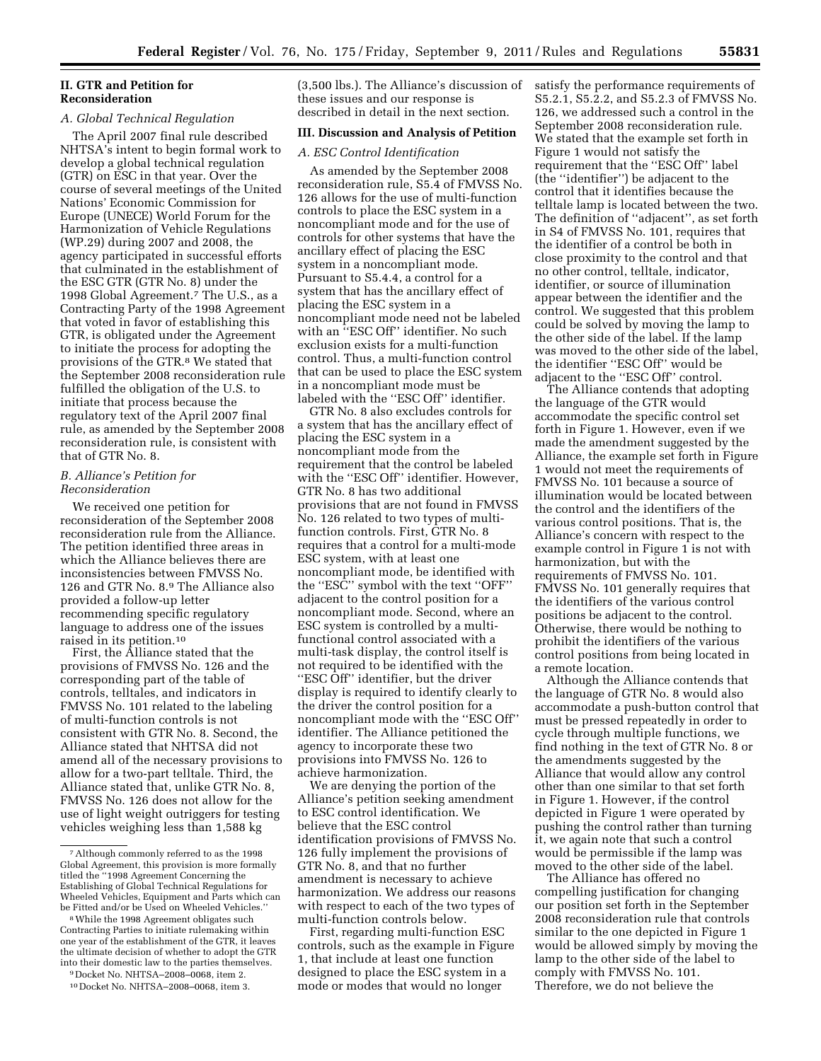## II. GTR and Petition for Reconsideration

### A. Global Technical Regulation

The April 2007 final rule described NHTSA's intent to begin formal work to develop a global technical regulation (GTR) on ESC in that year. Over the course of several meetings of the United Nations' Economic Commission for Europe (UNECE) World Forum for the Harmonization of Vehicle Regulations (WP.29) during 2007 and 2008, the agency participated in successful efforts that culminated in the establishment of the ESC GTR (GTR No. 8) under the 1998 Global Agreement.[7] The U.S., as a Contracting Party of the 1998 Agreement that voted in favor of establishing this GTR, is obligated under the Agreement to initiate the process for adopting the provisions of the GTR.[8] We stated that the September 2008 reconsideration rule fulfilled the obligation of the U.S. to initiate that process because the regulatory text of the April 2007 final rule, as amended by the September 2008 reconsideration rule, is consistent with that of GTR No. 8.

### B. Alliance's Petition for Reconsideration

We received one petition for reconsideration of the September 2008 reconsideration rule from the Alliance. The petition identified three areas in which the Alliance believes there are inconsistencies between FMVSS No. 126 and GTR No. 8.[9] The Alliance also provided a follow-up letter recommending specific regulatory language to address one of the issues raised in its petition.[10]

First, the Alliance stated that the provisions of FMVSS No. 126 and the corresponding part of the table of controls, telltales, and indicators in FMVSS No. 101 related to the labeling of multi-function controls is not consistent with GTR No. 8. Second, the Alliance stated that NHTSA did not amend all of the necessary provisions to allow for a two-part telltale. Third, the Alliance stated that, unlike GTR No. 8, FMVSS No. 126 does not allow for the use of light weight outriggers for testing vehicles weighing less than 1,588 kg (3,500 lbs.). The Alliance's discussion of these issues and our response is described in detail in the next section.

## III. Discussion and Analysis of Petition

### A. ESC Control Identification

As amended by the September 2008 reconsideration rule, S5.4 of FMVSS No. 126 allows for the use of multi-function controls to place the ESC system in a noncompliant mode and for the use of controls for other systems that have the ancillary effect of placing the ESC system in a noncompliant mode. Pursuant to S5.4.4, a control for a system that has the ancillary effect of placing the ESC system in a noncompliant mode need not be labeled with an "ESC Off" identifier. No such exclusion exists for a multi-function control. Thus, a multi-function control that can be used to place the ESC system in a noncompliant mode must be labeled with the "ESC Off" identifier.

GTR No. 8 also excludes controls for a system that has the ancillary effect of placing the ESC system in a noncompliant mode from the requirement that the control be labeled with the "ESC Off" identifier. However, GTR No. 8 has two additional provisions that are not found in FMVSS No. 126 related to two types of multi-function controls. First, GTR No. 8 requires that a control for a multi-mode ESC system, with at least one noncompliant mode, be identified with the "ESC" symbol with the text "OFF" adjacent to the control position for a noncompliant mode. Second, where an ESC system is controlled by a multi-functional control associated with a multi-task display, the control itself is not required to be identified with the "ESC Off" identifier, but the driver display is required to identify clearly to the driver the control position for a noncompliant mode with the "ESC Off" identifier. The Alliance petitioned the agency to incorporate these two provisions into FMVSS No. 126 to achieve harmonization.

We are denying the portion of the Alliance's petition seeking amendment to ESC control identification. We believe that the ESC control identification provisions of FMVSS No. 126 fully implement the provisions of GTR No. 8, and that no further amendment is necessary to achieve harmonization. We address our reasons with respect to each of the two types of multi-function controls below.

First, regarding multi-function ESC controls, such as the example in Figure 1, that include at least one function designed to place the ESC system in a mode or modes that would no longer satisfy the performance requirements of S5.2.1, S5.2.2, and S5.2.3 of FMVSS No. 126, we addressed such a control in the September 2008 reconsideration rule. We stated that the example set forth in Figure 1 would not satisfy the requirement that the "ESC Off" label (the "identifier") be adjacent to the control that it identifies because the telltale lamp is located between the two. The definition of "adjacent", as set forth in S4 of FMVSS No. 101, requires that the identifier of a control be both in close proximity to the control and that no other control, telltale, indicator, identifier, or source of illumination appear between the identifier and the control. We suggested that this problem could be solved by moving the lamp to the other side of the label. If the lamp was moved to the other side of the label, the identifier "ESC Off" would be adjacent to the "ESC Off" control.

The Alliance contends that adopting the language of the GTR would accommodate the specific control set forth in Figure 1. However, even if we made the amendment suggested by the Alliance, the example set forth in Figure 1 would not meet the requirements of FMVSS No. 101 because a source of illumination would be located between the control and the identifiers of the various control positions. That is, the Alliance's concern with respect to the example control in Figure 1 is not with harmonization, but with the requirements of FMVSS No. 101. FMVSS No. 101 generally requires that the identifiers of the various control positions be adjacent to the control. Otherwise, there would be nothing to prohibit the identifiers of the various control positions from being located in a remote location.

Although the Alliance contends that the language of GTR No. 8 would also accommodate a push-button control that must be pressed repeatedly in order to cycle through multiple functions, we find nothing in the text of GTR No. 8 or the amendments suggested by the Alliance that would allow any control other than one similar to that set forth in Figure 1. However, if the control depicted in Figure 1 were operated by pushing the control rather than turning it, we again note that such a control would be permissible if the lamp was moved to the other side of the label.

The Alliance has offered no compelling justification for changing our position set forth in the September 2008 reconsideration rule that controls similar to the one depicted in Figure 1 would be allowed simply by moving the lamp to the other side of the label to comply with FMVSS No. 101. Therefore, we do not believe the

---

[7] Although commonly referred to as the 1998 Global Agreement, this provision is more formally titled the "1998 Agreement Concerning the Establishing of Global Technical Regulations for Wheeled Vehicles, Equipment and Parts which can be Fitted and/or be Used on Wheeled Vehicles."

[8] While the 1998 Agreement obligates such Contracting Parties to initiate rulemaking within one year of the establishment of the GTR, it leaves the ultimate decision of whether to adopt the GTR into their domestic law to the parties themselves.

[9] Docket No. NHTSA–2008–0068, item 2.

[10] Docket No. NHTSA–2008–0068, item 3.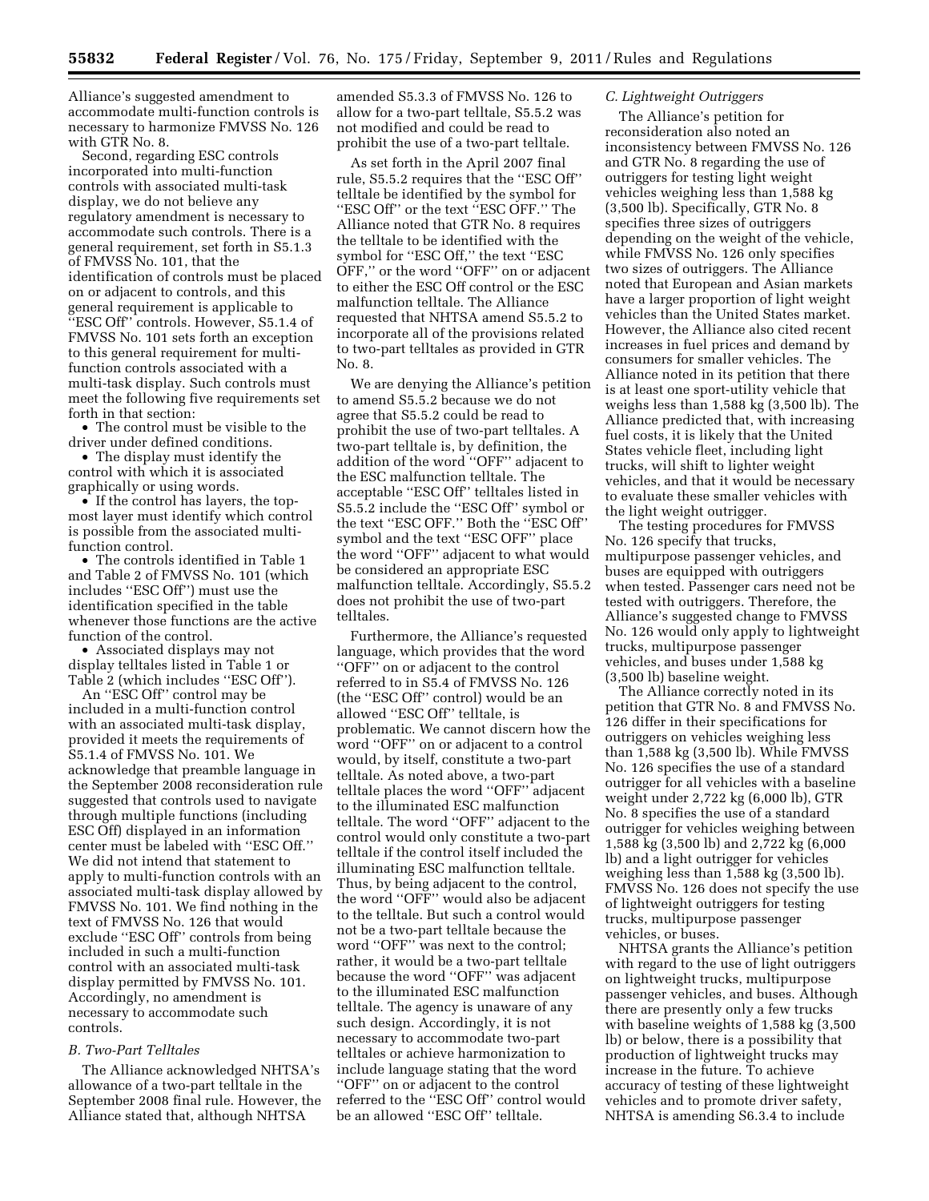Alliance's suggested amendment to accommodate multi-function controls is necessary to harmonize FMVSS No. 126 with GTR No. 8.

Second, regarding ESC controls incorporated into multi-function controls with associated multi-task display, we do not believe any regulatory amendment is necessary to accommodate such controls. There is a general requirement, set forth in S5.1.3 of FMVSS No. 101, that the identification of controls must be placed on or adjacent to controls, and this general requirement is applicable to ''ESC Off'' controls. However, S5.1.4 of FMVSS No. 101 sets forth an exception to this general requirement for multi-function controls associated with a multi-task display. Such controls must meet the following five requirements set forth in that section:

- The control must be visible to the driver under defined conditions.
- The display must identify the control with which it is associated graphically or using words.
- If the control has layers, the top-most layer must identify which control is possible from the associated multi-function control.
- The controls identified in Table 1 and Table 2 of FMVSS No. 101 (which includes ''ESC Off'') must use the identification specified in the table whenever those functions are the active function of the control.
- Associated displays may not display telltales listed in Table 1 or Table 2 (which includes ''ESC Off'').

An ''ESC Off'' control may be included in a multi-function control with an associated multi-task display, provided it meets the requirements of S5.1.4 of FMVSS No. 101. We acknowledge that preamble language in the September 2008 reconsideration rule suggested that controls used to navigate through multiple functions (including ESC Off) displayed in an information center must be labeled with ''ESC Off.'' We did not intend that statement to apply to multi-function controls with an associated multi-task display allowed by FMVSS No. 101. We find nothing in the text of FMVSS No. 126 that would exclude ''ESC Off'' controls from being included in such a multi-function control with an associated multi-task display permitted by FMVSS No. 101. Accordingly, no amendment is necessary to accommodate such controls.

### B. Two-Part Telltales

The Alliance acknowledged NHTSA's allowance of a two-part telltale in the September 2008 final rule. However, the Alliance stated that, although NHTSA amended S5.3.3 of FMVSS No. 126 to allow for a two-part telltale, S5.5.2 was not modified and could be read to prohibit the use of a two-part telltale.

As set forth in the April 2007 final rule, S5.5.2 requires that the ''ESC Off'' telltale be identified by the symbol for ''ESC Off'' or the text ''ESC OFF.'' The Alliance noted that GTR No. 8 requires the telltale to be identified with the symbol for ''ESC Off,'' the text ''ESC OFF,'' or the word ''OFF'' on or adjacent to either the ESC Off control or the ESC malfunction telltale. The Alliance requested that NHTSA amend S5.5.2 to incorporate all of the provisions related to two-part telltales as provided in GTR No. 8.

We are denying the Alliance's petition to amend S5.5.2 because we do not agree that S5.5.2 could be read to prohibit the use of two-part telltales. A two-part telltale is, by definition, the addition of the word ''OFF'' adjacent to the ESC malfunction telltale. The acceptable ''ESC Off'' telltales listed in S5.5.2 include the ''ESC Off'' symbol or the text ''ESC OFF.'' Both the ''ESC Off'' symbol and the text ''ESC OFF'' place the word ''OFF'' adjacent to what would be considered an appropriate ESC malfunction telltale. Accordingly, S5.5.2 does not prohibit the use of two-part telltales.

Furthermore, the Alliance's requested language, which provides that the word ''OFF'' on or adjacent to the control referred to in S5.4 of FMVSS No. 126 (the ''ESC Off'' control) would be an allowed ''ESC Off'' telltale, is problematic. We cannot discern how the word ''OFF'' on or adjacent to a control would, by itself, constitute a two-part telltale. As noted above, a two-part telltale places the word ''OFF'' adjacent to the illuminated ESC malfunction telltale. The word ''OFF'' adjacent to the control would only constitute a two-part telltale if the control itself included the illuminating ESC malfunction telltale. Thus, by being adjacent to the control, the word ''OFF'' would also be adjacent to the telltale. But such a control would not be a two-part telltale because the word ''OFF'' was next to the control; rather, it would be a two-part telltale because the word ''OFF'' was adjacent to the illuminated ESC malfunction telltale. The agency is unaware of any such design. Accordingly, it is not necessary to accommodate two-part telltales or achieve harmonization to include language stating that the word ''OFF'' on or adjacent to the control referred to the ''ESC Off'' control would be an allowed ''ESC Off'' telltale.

### C. Lightweight Outriggers

The Alliance's petition for reconsideration also noted an inconsistency between FMVSS No. 126 and GTR No. 8 regarding the use of outriggers for testing light weight vehicles weighing less than 1,588 kg (3,500 lb). Specifically, GTR No. 8 specifies three sizes of outriggers depending on the weight of the vehicle, while FMVSS No. 126 only specifies two sizes of outriggers. The Alliance noted that European and Asian markets have a larger proportion of light weight vehicles than the United States market. However, the Alliance also cited recent increases in fuel prices and demand by consumers for smaller vehicles. The Alliance noted in its petition that there is at least one sport-utility vehicle that weighs less than 1,588 kg (3,500 lb). The Alliance predicted that, with increasing fuel costs, it is likely that the United States vehicle fleet, including light trucks, will shift to lighter weight vehicles, and that it would be necessary to evaluate these smaller vehicles with the light weight outrigger.

The testing procedures for FMVSS No. 126 specify that trucks, multipurpose passenger vehicles, and buses are equipped with outriggers when tested. Passenger cars need not be tested with outriggers. Therefore, the Alliance's suggested change to FMVSS No. 126 would only apply to lightweight trucks, multipurpose passenger vehicles, and buses under 1,588 kg (3,500 lb) baseline weight.

The Alliance correctly noted in its petition that GTR No. 8 and FMVSS No. 126 differ in their specifications for outriggers on vehicles weighing less than 1,588 kg (3,500 lb). While FMVSS No. 126 specifies the use of a standard outrigger for all vehicles with a baseline weight under 2,722 kg (6,000 lb), GTR No. 8 specifies the use of a standard outrigger for vehicles weighing between 1,588 kg (3,500 lb) and 2,722 kg (6,000 lb) and a light outrigger for vehicles weighing less than 1,588 kg (3,500 lb). FMVSS No. 126 does not specify the use of lightweight outriggers for testing trucks, multipurpose passenger vehicles, or buses.

NHTSA grants the Alliance's petition with regard to the use of light outriggers on lightweight trucks, multipurpose passenger vehicles, and buses. Although there are presently only a few trucks with baseline weights of 1,588 kg (3,500 lb) or below, there is a possibility that production of lightweight trucks may increase in the future. To achieve accuracy of testing of these lightweight vehicles and to promote driver safety, NHTSA is amending S6.3.4 to include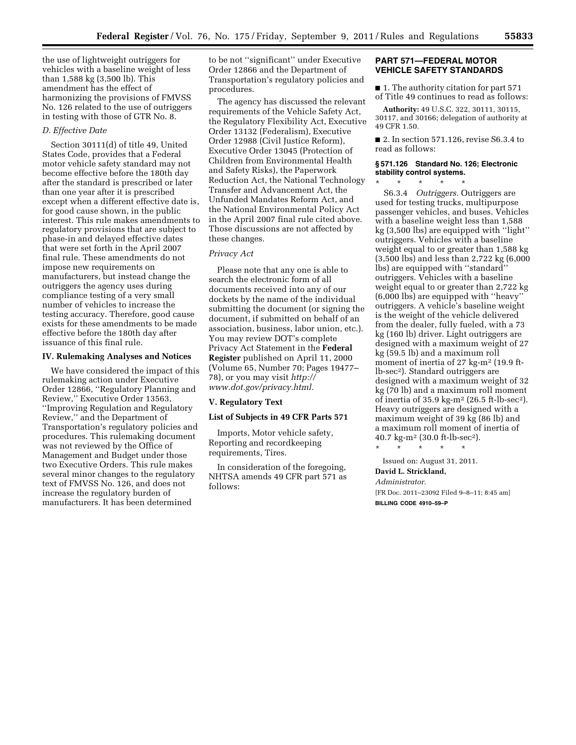the use of lightweight outriggers for vehicles with a baseline weight of less than 1,588 kg (3,500 lb). This amendment has the effect of harmonizing the provisions of FMVSS No. 126 related to the use of outriggers in testing with those of GTR No. 8.

*D. Effective Date*

Section 30111(d) of title 49, United States Code, provides that a Federal motor vehicle safety standard may not become effective before the 180th day after the standard is prescribed or later than one year after it is prescribed except when a different effective date is, for good cause shown, in the public interest. This rule makes amendments to regulatory provisions that are subject to phase-in and delayed effective dates that were set forth in the April 2007 final rule. These amendments do not impose new requirements on manufacturers, but instead change the outriggers the agency uses during compliance testing of a very small number of vehicles to increase the testing accuracy. Therefore, good cause exists for these amendments to be made effective before the 180th day after issuance of this final rule.

## IV. Rulemaking Analyses and Notices

We have considered the impact of this rulemaking action under Executive Order 12866, ''Regulatory Planning and Review,'' Executive Order 13563, ''Improving Regulation and Regulatory Review,'' and the Department of Transportation's regulatory policies and procedures. This rulemaking document was not reviewed by the Office of Management and Budget under those two Executive Orders. This rule makes several minor changes to the regulatory text of FMVSS No. 126, and does not increase the regulatory burden of manufacturers. It has been determined to be not ''significant'' under Executive Order 12866 and the Department of Transportation's regulatory policies and procedures.

The agency has discussed the relevant requirements of the Vehicle Safety Act, the Regulatory Flexibility Act, Executive Order 13132 (Federalism), Executive Order 12988 (Civil Justice Reform), Executive Order 13045 (Protection of Children from Environmental Health and Safety Risks), the Paperwork Reduction Act, the National Technology Transfer and Advancement Act, the Unfunded Mandates Reform Act, and the National Environmental Policy Act in the April 2007 final rule cited above. Those discussions are not affected by these changes.

*Privacy Act*

Please note that any one is able to search the electronic form of all documents received into any of our dockets by the name of the individual submitting the document (or signing the document, if submitted on behalf of an association, business, labor union, etc.). You may review DOT's complete Privacy Act Statement in the **Federal Register** published on April 11, 2000 (Volume 65, Number 70; Pages 19477–78), or you may visit *http://www.dot.gov/privacy.html.*

## V. Regulatory Text

### List of Subjects in 49 CFR Parts 571

Imports, Motor vehicle safety, Reporting and recordkeeping requirements, Tires.

In consideration of the foregoing, NHTSA amends 49 CFR part 571 as follows:

## PART 571—FEDERAL MOTOR VEHICLE SAFETY STANDARDS

■ 1. The authority citation for part 571 of Title 49 continues to read as follows:

**Authority:** 49 U.S.C. 322, 30111, 30115, 30117, and 30166; delegation of authority at 49 CFR 1.50.

■ 2. In section 571.126, revise S6.3.4 to read as follows:

### § 571.126 Standard No. 126; Electronic stability control systems.

\* \* \* \* \*

S6.3.4 *Outriggers.* Outriggers are used for testing trucks, multipurpose passenger vehicles, and buses. Vehicles with a baseline weight less than 1,588 kg (3,500 lbs) are equipped with ''light'' outriggers. Vehicles with a baseline weight equal to or greater than 1,588 kg (3,500 lbs) and less than 2,722 kg (6,000 lbs) are equipped with ''standard'' outriggers. Vehicles with a baseline weight equal to or greater than 2,722 kg (6,000 lbs) are equipped with ''heavy'' outriggers. A vehicle's baseline weight is the weight of the vehicle delivered from the dealer, fully fueled, with a 73 kg (160 lb) driver. Light outriggers are designed with a maximum weight of 27 kg (59.5 lb) and a maximum roll moment of inertia of 27 kg-m$^2$ (19.9 ft-lb-sec$^2$). Standard outriggers are designed with a maximum weight of 32 kg (70 lb) and a maximum roll moment of inertia of 35.9 kg-m$^2$ (26.5 ft-lb-sec$^2$). Heavy outriggers are designed with a maximum weight of 39 kg (86 lb) and a maximum roll moment of inertia of 40.7 kg-m$^2$ (30.0 ft-lb-sec$^2$).

\* \* \* \* \*

Issued on: August 31, 2011.

**David L. Strickland,**

*Administrator.*

[FR Doc. 2011–23092 Filed 9–8–11; 8:45 am]

**BILLING CODE 4910–59–P**